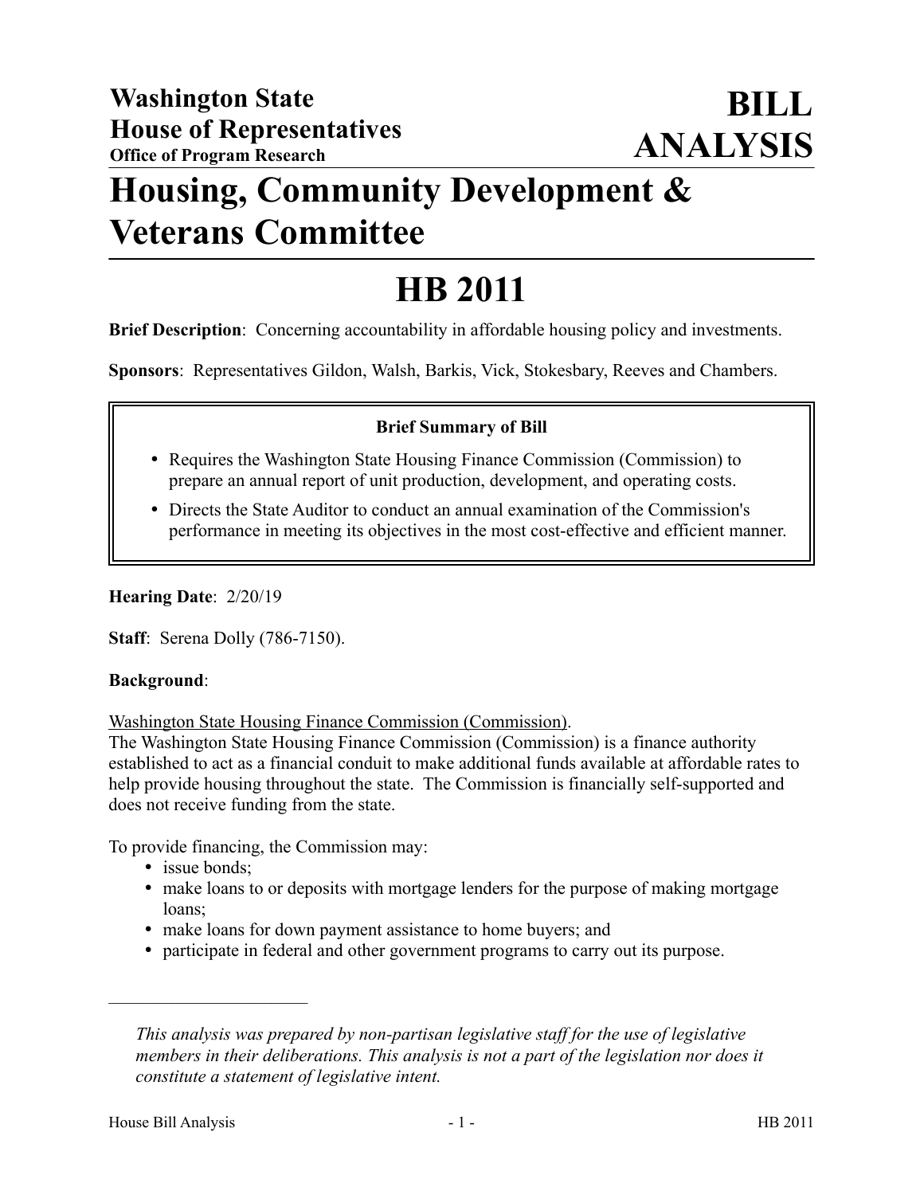**Washington State House of Representatives**
**Office of Program Research**

# BILL ANALYSIS

# Housing, Community Development & Veterans Committee

# HB 2011

**Brief Description**: Concerning accountability in affordable housing policy and investments.

**Sponsors**: Representatives Gildon, Walsh, Barkis, Vick, Stokesbary, Reeves and Chambers.

**Brief Summary of Bill**

- Requires the Washington State Housing Finance Commission (Commission) to prepare an annual report of unit production, development, and operating costs.
- Directs the State Auditor to conduct an annual examination of the Commission's performance in meeting its objectives in the most cost-effective and efficient manner.

**Hearing Date**: 2/20/19

**Staff**: Serena Dolly (786-7150).

**Background**:

Washington State Housing Finance Commission (Commission).

The Washington State Housing Finance Commission (Commission) is a finance authority established to act as a financial conduit to make additional funds available at affordable rates to help provide housing throughout the state. The Commission is financially self-supported and does not receive funding from the state.

To provide financing, the Commission may:

- issue bonds;
- make loans to or deposits with mortgage lenders for the purpose of making mortgage loans;
- make loans for down payment assistance to home buyers; and
- participate in federal and other government programs to carry out its purpose.

---

*This analysis was prepared by non-partisan legislative staff for the use of legislative members in their deliberations. This analysis is not a part of the legislation nor does it constitute a statement of legislative intent.*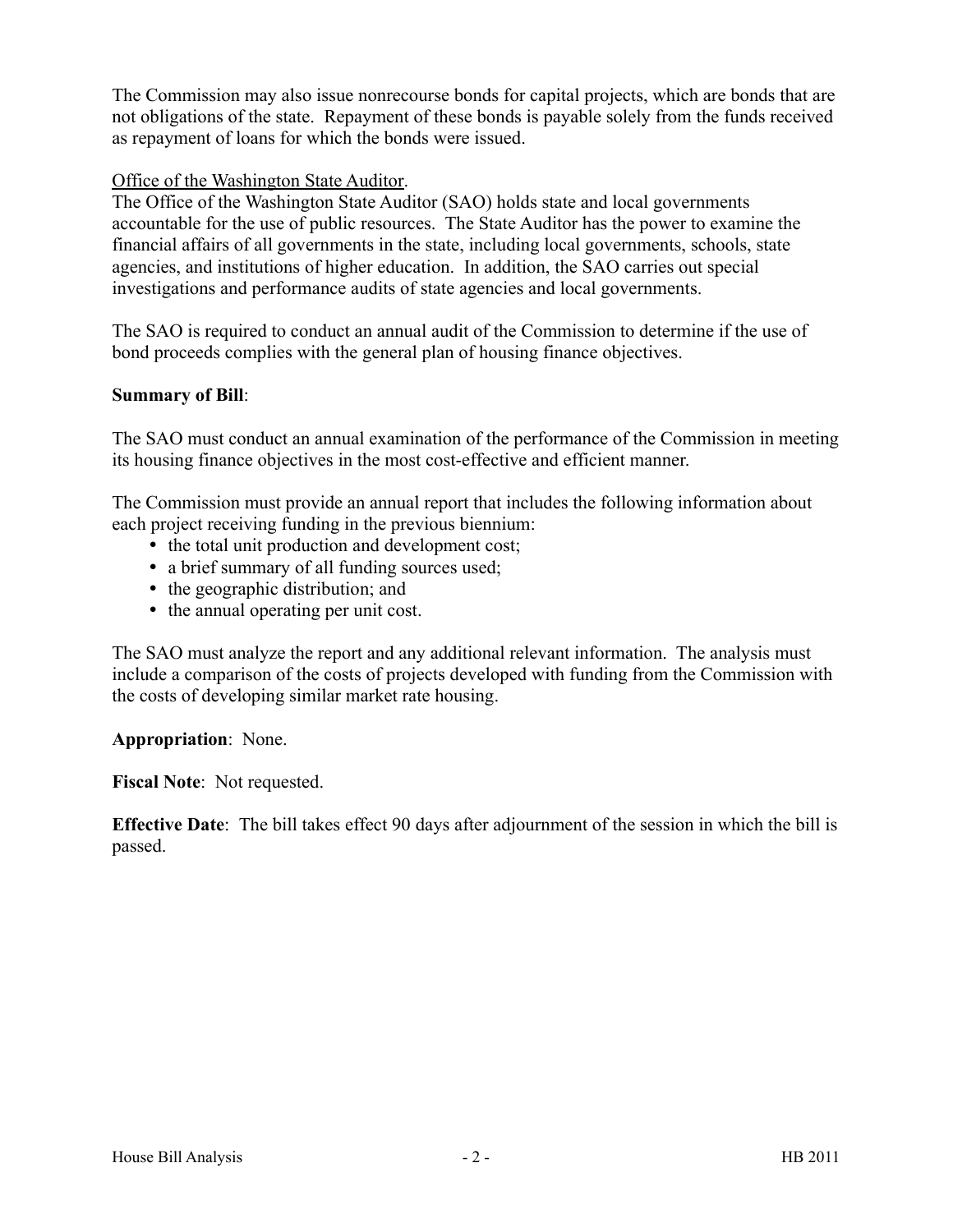The Commission may also issue nonrecourse bonds for capital projects, which are bonds that are not obligations of the state. Repayment of these bonds is payable solely from the funds received as repayment of loans for which the bonds were issued.

Office of the Washington State Auditor.
The Office of the Washington State Auditor (SAO) holds state and local governments accountable for the use of public resources. The State Auditor has the power to examine the financial affairs of all governments in the state, including local governments, schools, state agencies, and institutions of higher education. In addition, the SAO carries out special investigations and performance audits of state agencies and local governments.

The SAO is required to conduct an annual audit of the Commission to determine if the use of bond proceeds complies with the general plan of housing finance objectives.

**Summary of Bill**:

The SAO must conduct an annual examination of the performance of the Commission in meeting its housing finance objectives in the most cost-effective and efficient manner.

The Commission must provide an annual report that includes the following information about each project receiving funding in the previous biennium:

- the total unit production and development cost;
- a brief summary of all funding sources used;
- the geographic distribution; and
- the annual operating per unit cost.

The SAO must analyze the report and any additional relevant information. The analysis must include a comparison of the costs of projects developed with funding from the Commission with the costs of developing similar market rate housing.

**Appropriation**: None.

**Fiscal Note**: Not requested.

**Effective Date**: The bill takes effect 90 days after adjournment of the session in which the bill is passed.